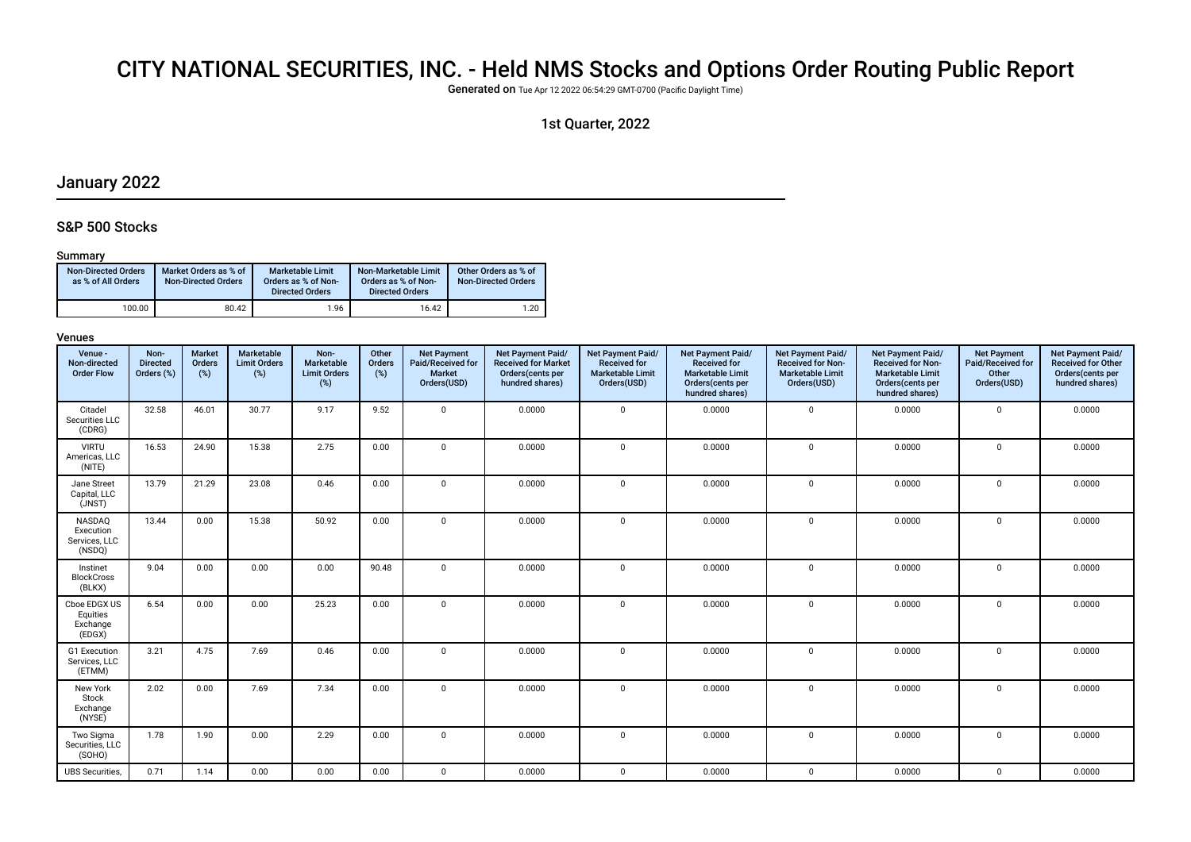# CITY NATIONAL SECURITIES, INC. - Held NMS Stocks and Options Order Routing Public Report

Generated on Tue Apr 12 2022 06:54:29 GMT-0700 (Pacific Daylight Time)

1st Quarter, 2022

## January 2022

### S&P 500 Stocks

#### Summary

| Non-Directed Orders as % of All Orders | Market Orders as % of Non-Directed Orders | Marketable Limit Orders as % of Non-Directed Orders | Non-Marketable Limit Orders as % of Non-Directed Orders | Other Orders as % of Non-Directed Orders |
|---|---|---|---|---|
| 100.00 | 80.42 | 1.96 | 16.42 | 1.20 |

#### Venues

| Venue - Non-directed Order Flow | Non-Directed Orders (%) | Market Orders (%) | Marketable Limit Orders (%) | Non-Marketable Limit Orders (%) | Other Orders (%) | Net Payment Paid/Received for Market Orders(USD) | Net Payment Paid/Received for Market Orders(cents per hundred shares) | Net Payment Paid/Received for Marketable Limit Orders(USD) | Net Payment Paid/Received for Marketable Limit Orders(cents per hundred shares) | Net Payment Paid/Received for Non-Marketable Limit Orders(USD) | Net Payment Paid/Received for Non-Marketable Limit Orders(cents per hundred shares) | Net Payment Paid/Received for Other Orders(USD) | Net Payment Paid/Received for Other Orders(cents per hundred shares) |
|---|---|---|---|---|---|---|---|---|---|---|---|---|---|
| Citadel Securities LLC (CDRG) | 32.58 | 46.01 | 30.77 | 9.17 | 9.52 | 0 | 0.0000 | 0 | 0.0000 | 0 | 0.0000 | 0 | 0.0000 |
| VIRTU Americas, LLC (NITE) | 16.53 | 24.90 | 15.38 | 2.75 | 0.00 | 0 | 0.0000 | 0 | 0.0000 | 0 | 0.0000 | 0 | 0.0000 |
| Jane Street Capital, LLC (JNST) | 13.79 | 21.29 | 23.08 | 0.46 | 0.00 | 0 | 0.0000 | 0 | 0.0000 | 0 | 0.0000 | 0 | 0.0000 |
| NASDAQ Execution Services, LLC (NSDQ) | 13.44 | 0.00 | 15.38 | 50.92 | 0.00 | 0 | 0.0000 | 0 | 0.0000 | 0 | 0.0000 | 0 | 0.0000 |
| Instinet BlockCross (BLKX) | 9.04 | 0.00 | 0.00 | 0.00 | 90.48 | 0 | 0.0000 | 0 | 0.0000 | 0 | 0.0000 | 0 | 0.0000 |
| Cboe EDGX US Equities Exchange (EDGX) | 6.54 | 0.00 | 0.00 | 25.23 | 0.00 | 0 | 0.0000 | 0 | 0.0000 | 0 | 0.0000 | 0 | 0.0000 |
| G1 Execution Services, LLC (ETMM) | 3.21 | 4.75 | 7.69 | 0.46 | 0.00 | 0 | 0.0000 | 0 | 0.0000 | 0 | 0.0000 | 0 | 0.0000 |
| New York Stock Exchange (NYSE) | 2.02 | 0.00 | 7.69 | 7.34 | 0.00 | 0 | 0.0000 | 0 | 0.0000 | 0 | 0.0000 | 0 | 0.0000 |
| Two Sigma Securities, LLC (SOHO) | 1.78 | 1.90 | 0.00 | 2.29 | 0.00 | 0 | 0.0000 | 0 | 0.0000 | 0 | 0.0000 | 0 | 0.0000 |
| UBS Securities, | 0.71 | 1.14 | 0.00 | 0.00 | 0.00 | 0 | 0.0000 | 0 | 0.0000 | 0 | 0.0000 | 0 | 0.0000 |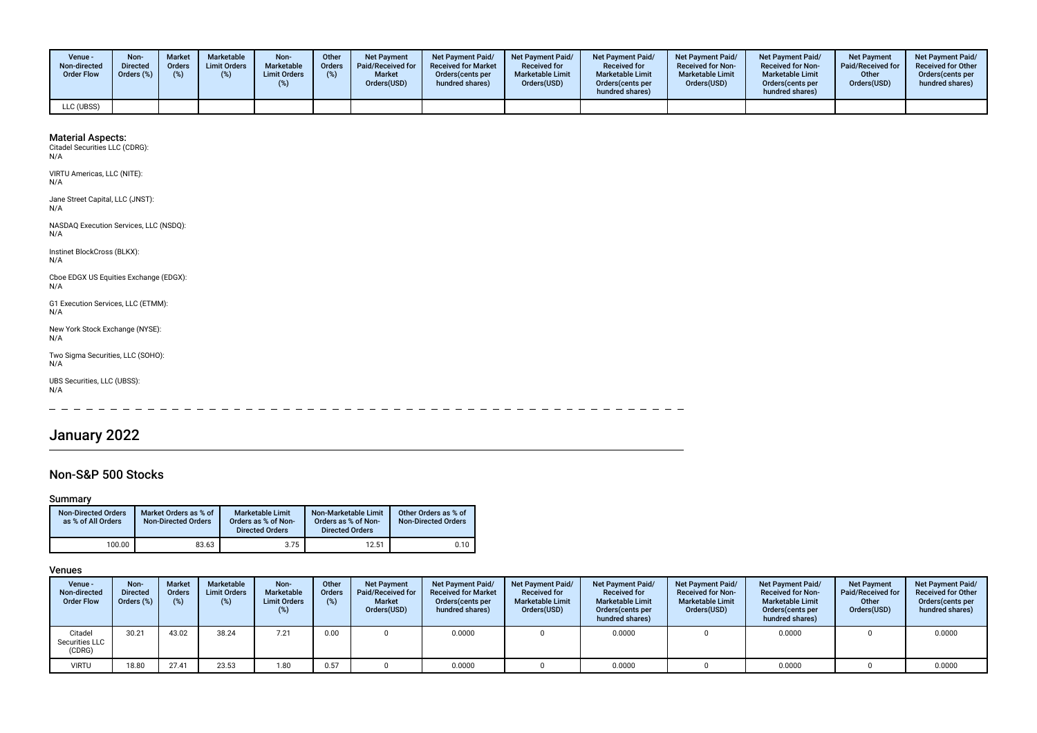| Venue - Non-directed Order Flow | Non-Directed Orders (%) | Market Orders (%) | Marketable Limit Orders (%) | Non-Marketable Limit Orders (%) | Other Orders (%) | Net Payment Paid/Received for Market Orders(USD) | Net Payment Paid/ Received for Market Orders(cents per hundred shares) | Net Payment Paid/ Received for Marketable Limit Orders(USD) | Net Payment Paid/ Received for Marketable Limit Orders(cents per hundred shares) | Net Payment Paid/ Received for Non-Marketable Limit Orders(USD) | Net Payment Paid/ Received for Non-Marketable Limit Orders(cents per hundred shares) | Net Payment Paid/Received for Other Orders(USD) | Net Payment Paid/ Received for Other Orders(cents per hundred shares) |
|---|---|---|---|---|---|---|---|---|---|---|---|---|---|
| LLC (UBSS) | | | | | | | | | | | | | |

**Material Aspects:**
Citadel Securities LLC (CDRG):
N/A

VIRTU Americas, LLC (NITE):
N/A

Jane Street Capital, LLC (JNST):
N/A

NASDAQ Execution Services, LLC (NSDQ):
N/A

Instinet BlockCross (BLKX):
N/A

Cboe EDGX US Equities Exchange (EDGX):
N/A

G1 Execution Services, LLC (ETMM):
N/A

New York Stock Exchange (NYSE):
N/A

Two Sigma Securities, LLC (SOHO):
N/A

UBS Securities, LLC (UBSS):
N/A

# January 2022

## Non-S&P 500 Stocks

### Summary

| Non-Directed Orders as % of All Orders | Market Orders as % of Non-Directed Orders | Marketable Limit Orders as % of Non-Directed Orders | Non-Marketable Limit Orders as % of Non-Directed Orders | Other Orders as % of Non-Directed Orders |
|---|---|---|---|---|
| 100.00 | 83.63 | 3.75 | 12.51 | 0.10 |

### Venues

| Venue - Non-directed Order Flow | Non-Directed Orders (%) | Market Orders (%) | Marketable Limit Orders (%) | Non-Marketable Limit Orders (%) | Other Orders (%) | Net Payment Paid/Received for Market Orders(USD) | Net Payment Paid/ Received for Market Orders(cents per hundred shares) | Net Payment Paid/ Received for Marketable Limit Orders(USD) | Net Payment Paid/ Received for Marketable Limit Orders(cents per hundred shares) | Net Payment Paid/ Received for Non-Marketable Limit Orders(USD) | Net Payment Paid/ Received for Non-Marketable Limit Orders(cents per hundred shares) | Net Payment Paid/Received for Other Orders(USD) | Net Payment Paid/ Received for Other Orders(cents per hundred shares) |
|---|---|---|---|---|---|---|---|---|---|---|---|---|---|
| Citadel Securities LLC (CDRG) | 30.21 | 43.02 | 38.24 | 7.21 | 0.00 | 0 | 0.0000 | 0 | 0.0000 | 0 | 0.0000 | 0 | 0.0000 |
| VIRTU | 18.80 | 27.41 | 23.53 | 1.80 | 0.57 | 0 | 0.0000 | 0 | 0.0000 | 0 | 0.0000 | 0 | 0.0000 |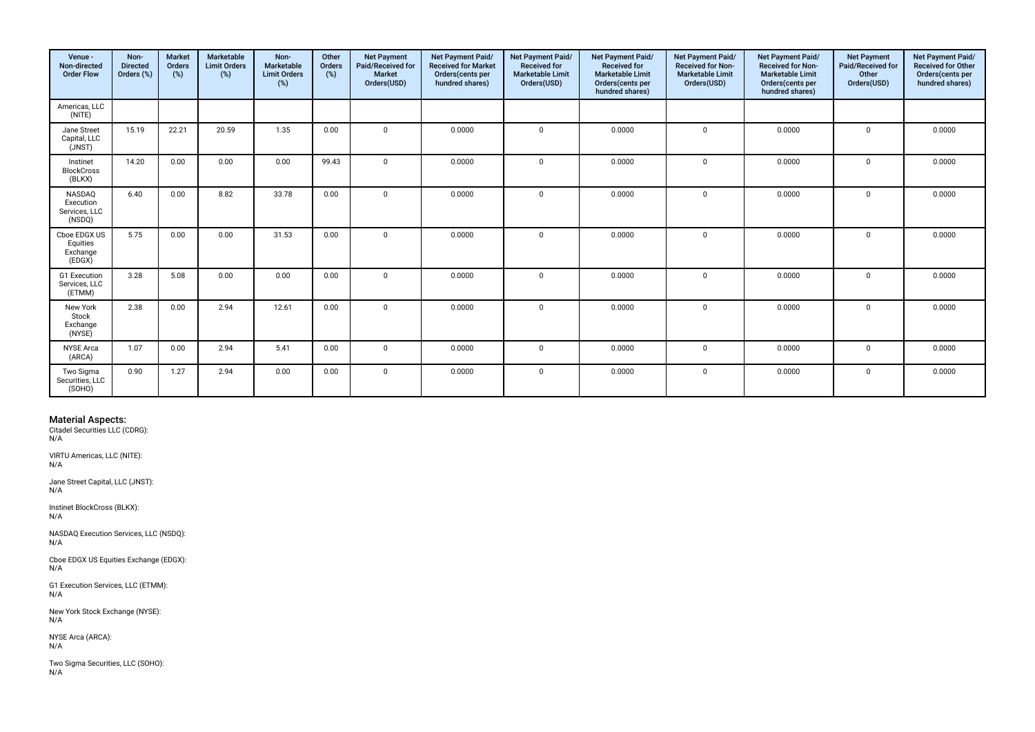| Venue - Non-directed Order Flow | Non-Directed Orders (%) | Market Orders (%) | Marketable Limit Orders (%) | Non-Marketable Limit Orders (%) | Other Orders (%) | Net Payment Paid/Received for Market Orders(USD) | Net Payment Paid/ Received for Market Orders(cents per hundred shares) | Net Payment Paid/ Received for Marketable Limit Orders(USD) | Net Payment Paid/ Received for Marketable Limit Orders(cents per hundred shares) | Net Payment Paid/ Received for Non-Marketable Limit Orders(USD) | Net Payment Paid/ Received for Non-Marketable Limit Orders(cents per hundred shares) | Net Payment Paid/Received for Other Orders(USD) | Net Payment Paid/ Received for Other Orders(cents per hundred shares) |
|---|---|---|---|---|---|---|---|---|---|---|---|---|---|
| Americas, LLC (NITE) | | | | | | | | | | | | | |
| Jane Street Capital, LLC (JNST) | 15.19 | 22.21 | 20.59 | 1.35 | 0.00 | 0 | 0.0000 | 0 | 0.0000 | 0 | 0.0000 | 0 | 0.0000 |
| Instinet BlockCross (BLKX) | 14.20 | 0.00 | 0.00 | 0.00 | 99.43 | 0 | 0.0000 | 0 | 0.0000 | 0 | 0.0000 | 0 | 0.0000 |
| NASDAQ Execution Services, LLC (NSDQ) | 6.40 | 0.00 | 8.82 | 33.78 | 0.00 | 0 | 0.0000 | 0 | 0.0000 | 0 | 0.0000 | 0 | 0.0000 |
| Cboe EDGX US Equities Exchange (EDGX) | 5.75 | 0.00 | 0.00 | 31.53 | 0.00 | 0 | 0.0000 | 0 | 0.0000 | 0 | 0.0000 | 0 | 0.0000 |
| G1 Execution Services, LLC (ETMM) | 3.28 | 5.08 | 0.00 | 0.00 | 0.00 | 0 | 0.0000 | 0 | 0.0000 | 0 | 0.0000 | 0 | 0.0000 |
| New York Stock Exchange (NYSE) | 2.38 | 0.00 | 2.94 | 12.61 | 0.00 | 0 | 0.0000 | 0 | 0.0000 | 0 | 0.0000 | 0 | 0.0000 |
| NYSE Arca (ARCA) | 1.07 | 0.00 | 2.94 | 5.41 | 0.00 | 0 | 0.0000 | 0 | 0.0000 | 0 | 0.0000 | 0 | 0.0000 |
| Two Sigma Securities, LLC (SOHO) | 0.90 | 1.27 | 2.94 | 0.00 | 0.00 | 0 | 0.0000 | 0 | 0.0000 | 0 | 0.0000 | 0 | 0.0000 |

## Material Aspects:

Citadel Securities LLC (CDRG):
N/A

VIRTU Americas, LLC (NITE):
N/A

Jane Street Capital, LLC (JNST):
N/A

Instinet BlockCross (BLKX):
N/A

NASDAQ Execution Services, LLC (NSDQ):
N/A

Cboe EDGX US Equities Exchange (EDGX):
N/A

G1 Execution Services, LLC (ETMM):
N/A

New York Stock Exchange (NYSE):
N/A

NYSE Arca (ARCA):
N/A

Two Sigma Securities, LLC (SOHO):
N/A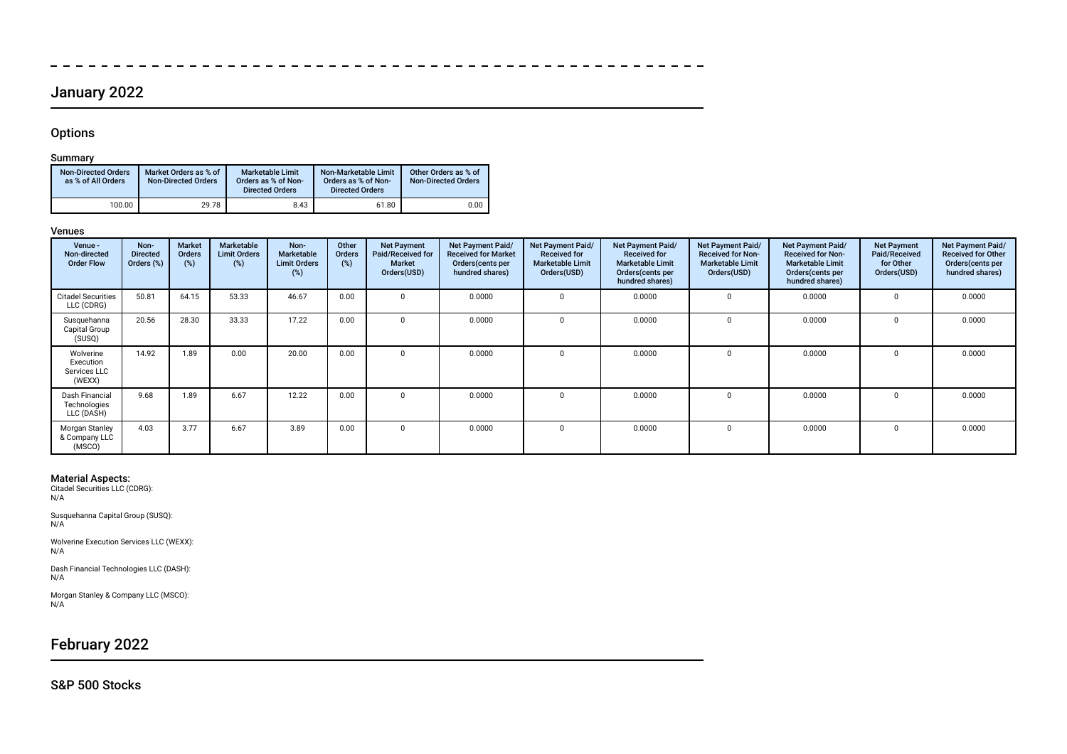## January 2022

### Options

#### Summary

| Non-Directed Orders as % of All Orders | Market Orders as % of Non-Directed Orders | Marketable Limit Orders as % of Non-Directed Orders | Non-Marketable Limit Orders as % of Non-Directed Orders | Other Orders as % of Non-Directed Orders |
|---|---|---|---|---|
| 100.00 | 29.78 | 8.43 | 61.80 | 0.00 |

#### Venues

| Venue - Non-directed Order Flow | Non-Directed Orders (%) | Market Orders (%) | Marketable Limit Orders (%) | Non-Marketable Limit Orders (%) | Other Orders (%) | Net Payment Paid/Received for Market Orders(USD) | Net Payment Paid/ Received for Market Orders(cents per hundred shares) | Net Payment Paid/ Received for Marketable Limit Orders(USD) | Net Payment Paid/ Received for Marketable Limit Orders(cents per hundred shares) | Net Payment Paid/ Received for Non-Marketable Limit Orders(USD) | Net Payment Paid/ Received for Non-Marketable Limit Orders(cents per hundred shares) | Net Payment Paid/Received for Other Orders(USD) | Net Payment Paid/ Received for Other Orders(cents per hundred shares) |
|---|---|---|---|---|---|---|---|---|---|---|---|---|---|
| Citadel Securities LLC (CDRG) | 50.81 | 64.15 | 53.33 | 46.67 | 0.00 | 0 | 0.0000 | 0 | 0.0000 | 0 | 0.0000 | 0 | 0.0000 |
| Susquehanna Capital Group (SUSQ) | 20.56 | 28.30 | 33.33 | 17.22 | 0.00 | 0 | 0.0000 | 0 | 0.0000 | 0 | 0.0000 | 0 | 0.0000 |
| Wolverine Execution Services LLC (WEXX) | 14.92 | 1.89 | 0.00 | 20.00 | 0.00 | 0 | 0.0000 | 0 | 0.0000 | 0 | 0.0000 | 0 | 0.0000 |
| Dash Financial Technologies LLC (DASH) | 9.68 | 1.89 | 6.67 | 12.22 | 0.00 | 0 | 0.0000 | 0 | 0.0000 | 0 | 0.0000 | 0 | 0.0000 |
| Morgan Stanley & Company LLC (MSCO) | 4.03 | 3.77 | 6.67 | 3.89 | 0.00 | 0 | 0.0000 | 0 | 0.0000 | 0 | 0.0000 | 0 | 0.0000 |

#### Material Aspects:

Citadel Securities LLC (CDRG):
N/A

Susquehanna Capital Group (SUSQ):
N/A

Wolverine Execution Services LLC (WEXX):
N/A

Dash Financial Technologies LLC (DASH):
N/A

Morgan Stanley & Company LLC (MSCO):
N/A

## February 2022

### S&P 500 Stocks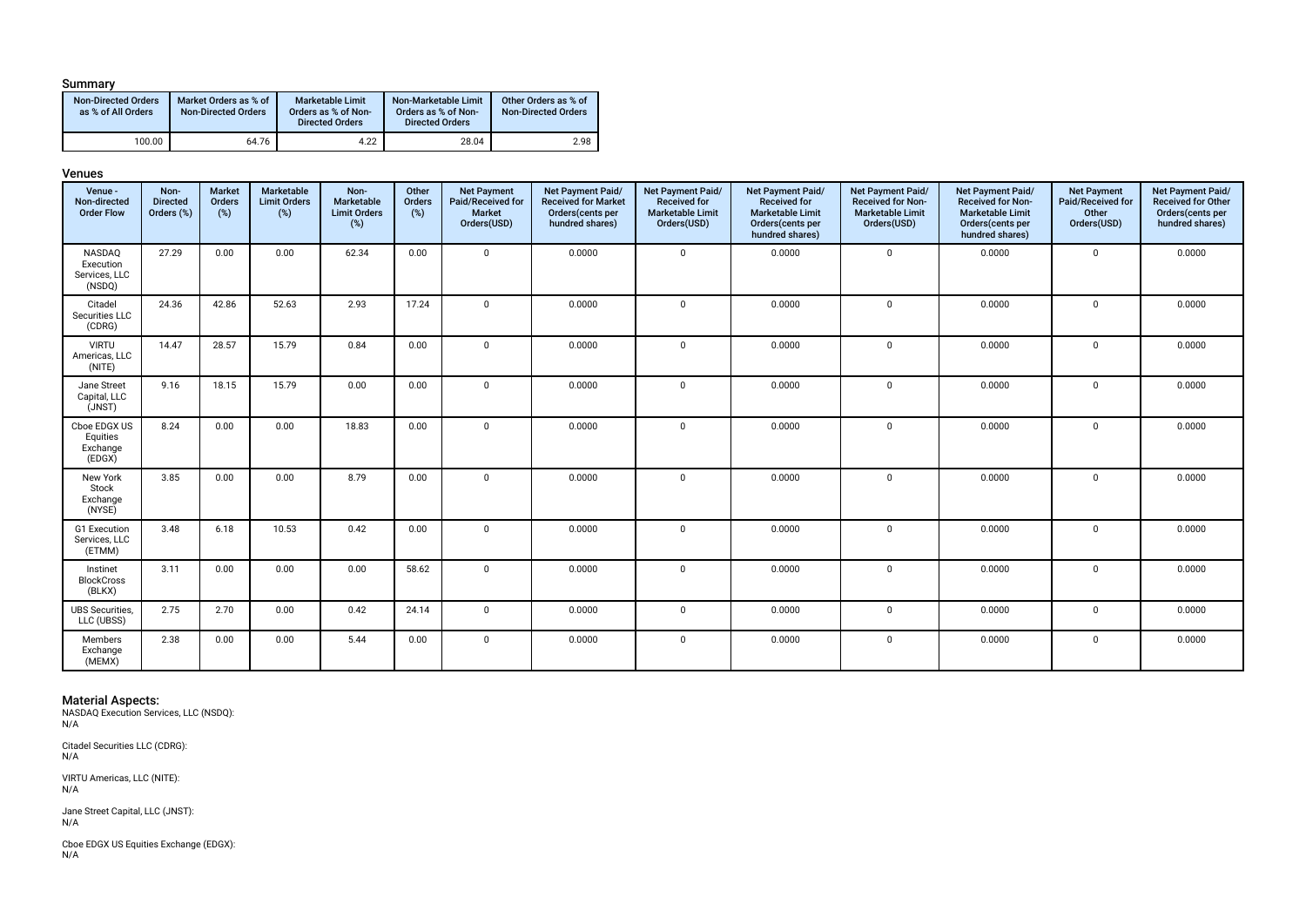### Summary

| Non-Directed Orders as % of All Orders | Market Orders as % of Non-Directed Orders | Marketable Limit Orders as % of Non-Directed Orders | Non-Marketable Limit Orders as % of Non-Directed Orders | Other Orders as % of Non-Directed Orders |
|---|---|---|---|---|
| 100.00 | 64.76 | 4.22 | 28.04 | 2.98 |

### Venues

| Venue - Non-directed Order Flow | Non-Directed Orders (%) | Market Orders (%) | Marketable Limit Orders (%) | Non-Marketable Limit Orders (%) | Other Orders (%) | Net Payment Paid/Received for Market Orders(USD) | Net Payment Paid/Received for Market Orders(cents per hundred shares) | Net Payment Paid/Received for Marketable Limit Orders(USD) | Net Payment Paid/Received for Marketable Limit Orders(cents per hundred shares) | Net Payment Paid/Received for Non-Marketable Limit Orders(USD) | Net Payment Paid/Received for Non-Marketable Limit Orders(cents per hundred shares) | Net Payment Paid/Received for Other Orders(USD) | Net Payment Paid/Received for Other Orders(cents per hundred shares) |
|---|---|---|---|---|---|---|---|---|---|---|---|---|---|
| NASDAQ Execution Services, LLC (NSDQ) | 27.29 | 0.00 | 0.00 | 62.34 | 0.00 | 0 | 0.0000 | 0 | 0.0000 | 0 | 0.0000 | 0 | 0.0000 |
| Citadel Securities LLC (CDRG) | 24.36 | 42.86 | 52.63 | 2.93 | 17.24 | 0 | 0.0000 | 0 | 0.0000 | 0 | 0.0000 | 0 | 0.0000 |
| VIRTU Americas, LLC (NITE) | 14.47 | 28.57 | 15.79 | 0.84 | 0.00 | 0 | 0.0000 | 0 | 0.0000 | 0 | 0.0000 | 0 | 0.0000 |
| Jane Street Capital, LLC (JNST) | 9.16 | 18.15 | 15.79 | 0.00 | 0.00 | 0 | 0.0000 | 0 | 0.0000 | 0 | 0.0000 | 0 | 0.0000 |
| Cboe EDGX US Equities Exchange (EDGX) | 8.24 | 0.00 | 0.00 | 18.83 | 0.00 | 0 | 0.0000 | 0 | 0.0000 | 0 | 0.0000 | 0 | 0.0000 |
| New York Stock Exchange (NYSE) | 3.85 | 0.00 | 0.00 | 8.79 | 0.00 | 0 | 0.0000 | 0 | 0.0000 | 0 | 0.0000 | 0 | 0.0000 |
| G1 Execution Services, LLC (ETMM) | 3.48 | 6.18 | 10.53 | 0.42 | 0.00 | 0 | 0.0000 | 0 | 0.0000 | 0 | 0.0000 | 0 | 0.0000 |
| Instinet BlockCross (BLKX) | 3.11 | 0.00 | 0.00 | 0.00 | 58.62 | 0 | 0.0000 | 0 | 0.0000 | 0 | 0.0000 | 0 | 0.0000 |
| UBS Securities, LLC (UBSS) | 2.75 | 2.70 | 0.00 | 0.42 | 24.14 | 0 | 0.0000 | 0 | 0.0000 | 0 | 0.0000 | 0 | 0.0000 |
| Members Exchange (MEMX) | 2.38 | 0.00 | 0.00 | 5.44 | 0.00 | 0 | 0.0000 | 0 | 0.0000 | 0 | 0.0000 | 0 | 0.0000 |

### Material Aspects:

NASDAQ Execution Services, LLC (NSDQ):
N/A

Citadel Securities LLC (CDRG):
N/A

VIRTU Americas, LLC (NITE):
N/A

Jane Street Capital, LLC (JNST):
N/A

Cboe EDGX US Equities Exchange (EDGX):
N/A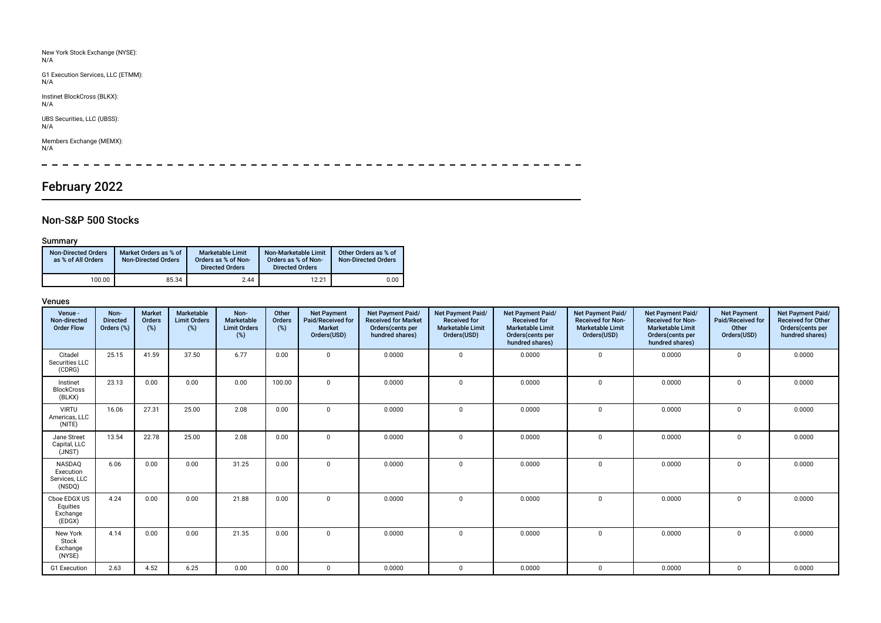New York Stock Exchange (NYSE):
N/A

G1 Execution Services, LLC (ETMM):
N/A

Instinet BlockCross (BLKX):
N/A

UBS Securities, LLC (UBSS):
N/A

Members Exchange (MEMX):
N/A

# February 2022

## Non-S&P 500 Stocks

### Summary

| Non-Directed Orders as % of All Orders | Market Orders as % of Non-Directed Orders | Marketable Limit Orders as % of Non-Directed Orders | Non-Marketable Limit Orders as % of Non-Directed Orders | Other Orders as % of Non-Directed Orders |
|---|---|---|---|---|
| 100.00 | 85.34 | 2.44 | 12.21 | 0.00 |

### Venues

| Venue - Non-directed Order Flow | Non-Directed Orders (%) | Market Orders (%) | Marketable Limit Orders (%) | Non-Marketable Limit Orders (%) | Other Orders (%) | Net Payment Paid/Received for Market Orders(USD) | Net Payment Paid/ Received for Market Orders(cents per hundred shares) | Net Payment Paid/ Received for Marketable Limit Orders(USD) | Net Payment Paid/ Received for Marketable Limit Orders(cents per hundred shares) | Net Payment Paid/ Received for Non-Marketable Limit Orders(USD) | Net Payment Paid/ Received for Non-Marketable Limit Orders(cents per hundred shares) | Net Payment Paid/Received for Other Orders(USD) | Net Payment Paid/ Received for Other Orders(cents per hundred shares) |
|---|---|---|---|---|---|---|---|---|---|---|---|---|---|
| Citadel Securities LLC (CDRG) | 25.15 | 41.59 | 37.50 | 6.77 | 0.00 | 0 | 0.0000 | 0 | 0.0000 | 0 | 0.0000 | 0 | 0.0000 |
| Instinet BlockCross (BLKX) | 23.13 | 0.00 | 0.00 | 0.00 | 100.00 | 0 | 0.0000 | 0 | 0.0000 | 0 | 0.0000 | 0 | 0.0000 |
| VIRTU Americas, LLC (NITE) | 16.06 | 27.31 | 25.00 | 2.08 | 0.00 | 0 | 0.0000 | 0 | 0.0000 | 0 | 0.0000 | 0 | 0.0000 |
| Jane Street Capital, LLC (JNST) | 13.54 | 22.78 | 25.00 | 2.08 | 0.00 | 0 | 0.0000 | 0 | 0.0000 | 0 | 0.0000 | 0 | 0.0000 |
| NASDAQ Execution Services, LLC (NSDQ) | 6.06 | 0.00 | 0.00 | 31.25 | 0.00 | 0 | 0.0000 | 0 | 0.0000 | 0 | 0.0000 | 0 | 0.0000 |
| Cboe EDGX US Equities Exchange (EDGX) | 4.24 | 0.00 | 0.00 | 21.88 | 0.00 | 0 | 0.0000 | 0 | 0.0000 | 0 | 0.0000 | 0 | 0.0000 |
| New York Stock Exchange (NYSE) | 4.14 | 0.00 | 0.00 | 21.35 | 0.00 | 0 | 0.0000 | 0 | 0.0000 | 0 | 0.0000 | 0 | 0.0000 |
| G1 Execution | 2.63 | 4.52 | 6.25 | 0.00 | 0.00 | 0 | 0.0000 | 0 | 0.0000 | 0 | 0.0000 | 0 | 0.0000 |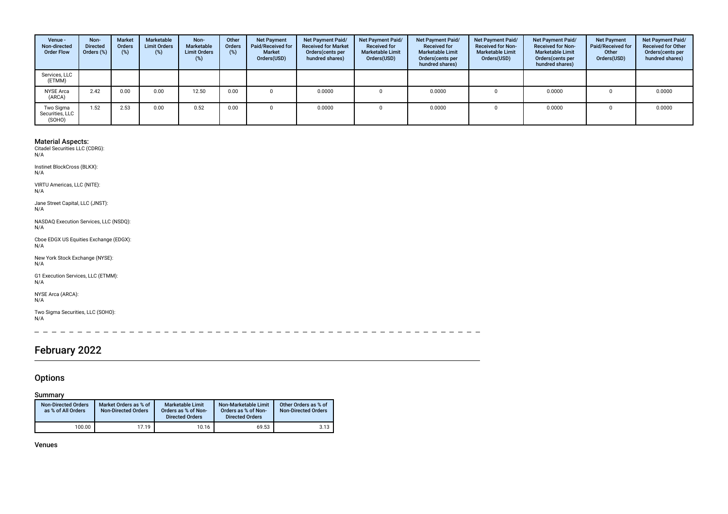| Venue - Non-directed Order Flow | Non-Directed Orders (%) | Market Orders (%) | Marketable Limit Orders (%) | Non-Marketable Limit Orders (%) | Other Orders (%) | Net Payment Paid/Received for Market Orders(USD) | Net Payment Paid/ Received for Market Orders(cents per hundred shares) | Net Payment Paid/ Received for Marketable Limit Orders(USD) | Net Payment Paid/ Received for Marketable Limit Orders(cents per hundred shares) | Net Payment Paid/ Received for Non-Marketable Limit Orders(USD) | Net Payment Paid/ Received for Non-Marketable Limit Orders(cents per hundred shares) | Net Payment Paid/Received for Other Orders(USD) | Net Payment Paid/ Received for Other Orders(cents per hundred shares) |
|---|---|---|---|---|---|---|---|---|---|---|---|---|---|
| Services, LLC (ETMM) | | | | | | | | | | | | | |
| NYSE Arca (ARCA) | 2.42 | 0.00 | 0.00 | 12.50 | 0.00 | 0 | 0.0000 | 0 | 0.0000 | 0 | 0.0000 | 0 | 0.0000 |
| Two Sigma Securities, LLC (SOHO) | 1.52 | 2.53 | 0.00 | 0.52 | 0.00 | 0 | 0.0000 | 0 | 0.0000 | 0 | 0.0000 | 0 | 0.0000 |

**Material Aspects:**

Citadel Securities LLC (CDRG):
N/A

Instinet BlockCross (BLKX):
N/A

VIRTU Americas, LLC (NITE):
N/A

Jane Street Capital, LLC (JNST):
N/A

NASDAQ Execution Services, LLC (NSDQ):
N/A

Cboe EDGX US Equities Exchange (EDGX):
N/A

New York Stock Exchange (NYSE):
N/A

G1 Execution Services, LLC (ETMM):
N/A

NYSE Arca (ARCA):
N/A

Two Sigma Securities, LLC (SOHO):
N/A

# February 2022

## Options

### Summary

| Non-Directed Orders as % of All Orders | Market Orders as % of Non-Directed Orders | Marketable Limit Orders as % of Non-Directed Orders | Non-Marketable Limit Orders as % of Non-Directed Orders | Other Orders as % of Non-Directed Orders |
|---|---|---|---|---|
| 100.00 | 17.19 | 10.16 | 69.53 | 3.13 |

### Venues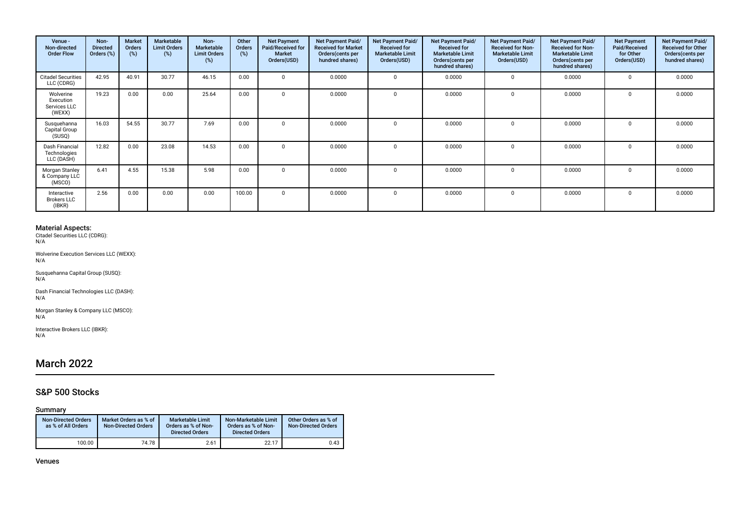| Venue - Non-directed Order Flow | Non-Directed Orders (%) | Market Orders (%) | Marketable Limit Orders (%) | Non-Marketable Limit Orders (%) | Other Orders (%) | Net Payment Paid/Received for Market Orders(USD) | Net Payment Paid/ Received for Market Orders(cents per hundred shares) | Net Payment Paid/ Received for Marketable Limit Orders(USD) | Net Payment Paid/ Received for Marketable Limit Orders(cents per hundred shares) | Net Payment Paid/ Received for Non-Marketable Limit Orders(USD) | Net Payment Paid/ Received for Non-Marketable Limit Orders(cents per hundred shares) | Net Payment Paid/Received for Other Orders(USD) | Net Payment Paid/ Received for Other Orders(cents per hundred shares) |
|---|---|---|---|---|---|---|---|---|---|---|---|---|---|
| Citadel Securities LLC (CDRG) | 42.95 | 40.91 | 30.77 | 46.15 | 0.00 | 0 | 0.0000 | 0 | 0.0000 | 0 | 0.0000 | 0 | 0.0000 |
| Wolverine Execution Services LLC (WEXX) | 19.23 | 0.00 | 0.00 | 25.64 | 0.00 | 0 | 0.0000 | 0 | 0.0000 | 0 | 0.0000 | 0 | 0.0000 |
| Susquehanna Capital Group (SUSQ) | 16.03 | 54.55 | 30.77 | 7.69 | 0.00 | 0 | 0.0000 | 0 | 0.0000 | 0 | 0.0000 | 0 | 0.0000 |
| Dash Financial Technologies LLC (DASH) | 12.82 | 0.00 | 23.08 | 14.53 | 0.00 | 0 | 0.0000 | 0 | 0.0000 | 0 | 0.0000 | 0 | 0.0000 |
| Morgan Stanley & Company LLC (MSCO) | 6.41 | 4.55 | 15.38 | 5.98 | 0.00 | 0 | 0.0000 | 0 | 0.0000 | 0 | 0.0000 | 0 | 0.0000 |
| Interactive Brokers LLC (IBKR) | 2.56 | 0.00 | 0.00 | 0.00 | 100.00 | 0 | 0.0000 | 0 | 0.0000 | 0 | 0.0000 | 0 | 0.0000 |

### Material Aspects:

Citadel Securities LLC (CDRG):
N/A

Wolverine Execution Services LLC (WEXX):
N/A

Susquehanna Capital Group (SUSQ):
N/A

Dash Financial Technologies LLC (DASH):
N/A

Morgan Stanley & Company LLC (MSCO):
N/A

Interactive Brokers LLC (IBKR):
N/A

# March 2022

## S&P 500 Stocks

### Summary

| Non-Directed Orders as % of All Orders | Market Orders as % of Non-Directed Orders | Marketable Limit Orders as % of Non-Directed Orders | Non-Marketable Limit Orders as % of Non-Directed Orders | Other Orders as % of Non-Directed Orders |
|---|---|---|---|---|
| 100.00 | 74.78 | 2.61 | 22.17 | 0.43 |

### Venues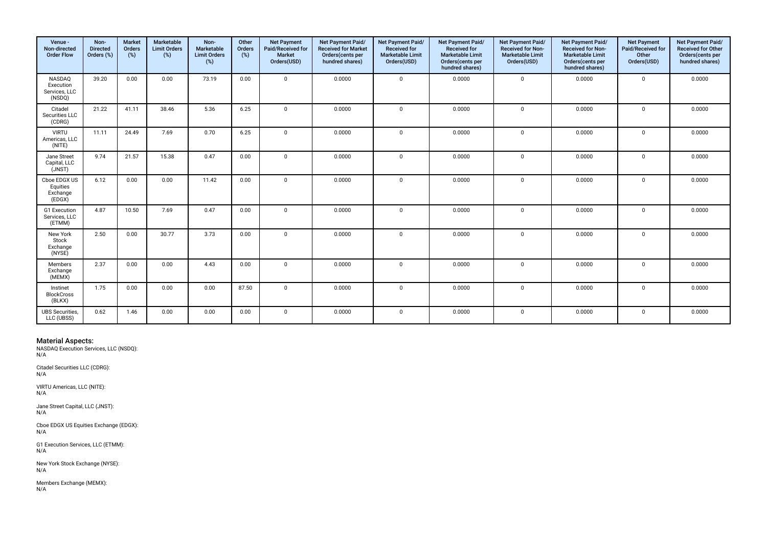| Venue - Non-directed Order Flow | Non-Directed Orders (%) | Market Orders (%) | Marketable Limit Orders (%) | Non-Marketable Limit Orders (%) | Other Orders (%) | Net Payment Paid/Received for Market Orders(USD) | Net Payment Paid/ Received for Market Orders(cents per hundred shares) | Net Payment Paid/ Received for Marketable Limit Orders(USD) | Net Payment Paid/ Received for Marketable Limit Orders(cents per hundred shares) | Net Payment Paid/ Received for Non-Marketable Limit Orders(USD) | Net Payment Paid/ Received for Non-Marketable Limit Orders(cents per hundred shares) | Net Payment Paid/Received for Other Orders(USD) | Net Payment Paid/ Received for Other Orders(cents per hundred shares) |
|---|---|---|---|---|---|---|---|---|---|---|---|---|---|
| NASDAQ Execution Services, LLC (NSDQ) | 39.20 | 0.00 | 0.00 | 73.19 | 0.00 | 0 | 0.0000 | 0 | 0.0000 | 0 | 0.0000 | 0 | 0.0000 |
| Citadel Securities LLC (CDRG) | 21.22 | 41.11 | 38.46 | 5.36 | 6.25 | 0 | 0.0000 | 0 | 0.0000 | 0 | 0.0000 | 0 | 0.0000 |
| VIRTU Americas, LLC (NITE) | 11.11 | 24.49 | 7.69 | 0.70 | 6.25 | 0 | 0.0000 | 0 | 0.0000 | 0 | 0.0000 | 0 | 0.0000 |
| Jane Street Capital, LLC (JNST) | 9.74 | 21.57 | 15.38 | 0.47 | 0.00 | 0 | 0.0000 | 0 | 0.0000 | 0 | 0.0000 | 0 | 0.0000 |
| Cboe EDGX US Equities Exchange (EDGX) | 6.12 | 0.00 | 0.00 | 11.42 | 0.00 | 0 | 0.0000 | 0 | 0.0000 | 0 | 0.0000 | 0 | 0.0000 |
| G1 Execution Services, LLC (ETMM) | 4.87 | 10.50 | 7.69 | 0.47 | 0.00 | 0 | 0.0000 | 0 | 0.0000 | 0 | 0.0000 | 0 | 0.0000 |
| New York Stock Exchange (NYSE) | 2.50 | 0.00 | 30.77 | 3.73 | 0.00 | 0 | 0.0000 | 0 | 0.0000 | 0 | 0.0000 | 0 | 0.0000 |
| Members Exchange (MEMX) | 2.37 | 0.00 | 0.00 | 4.43 | 0.00 | 0 | 0.0000 | 0 | 0.0000 | 0 | 0.0000 | 0 | 0.0000 |
| Instinet BlockCross (BLKX) | 1.75 | 0.00 | 0.00 | 0.00 | 87.50 | 0 | 0.0000 | 0 | 0.0000 | 0 | 0.0000 | 0 | 0.0000 |
| UBS Securities, LLC (UBSS) | 0.62 | 1.46 | 0.00 | 0.00 | 0.00 | 0 | 0.0000 | 0 | 0.0000 | 0 | 0.0000 | 0 | 0.0000 |

## Material Aspects:

NASDAQ Execution Services, LLC (NSDQ):
N/A

Citadel Securities LLC (CDRG):
N/A

VIRTU Americas, LLC (NITE):
N/A

Jane Street Capital, LLC (JNST):
N/A

Cboe EDGX US Equities Exchange (EDGX):
N/A

G1 Execution Services, LLC (ETMM):
N/A

New York Stock Exchange (NYSE):
N/A

Members Exchange (MEMX):
N/A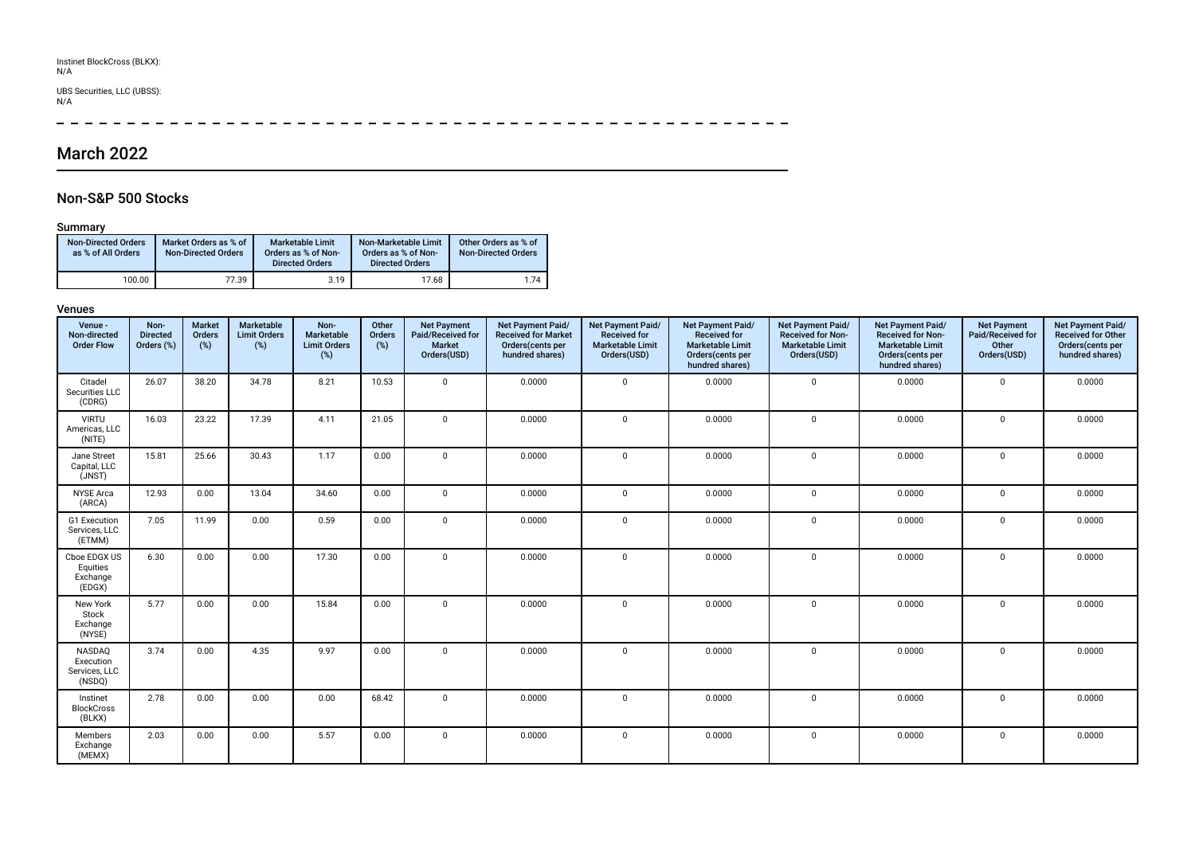Instinet BlockCross (BLKX):
N/A

UBS Securities, LLC (UBSS):
N/A

# March 2022

## Non-S&P 500 Stocks

### Summary

| Non-Directed Orders as % of All Orders | Market Orders as % of Non-Directed Orders | Marketable Limit Orders as % of Non-Directed Orders | Non-Marketable Limit Orders as % of Non-Directed Orders | Other Orders as % of Non-Directed Orders |
|---|---|---|---|---|
| 100.00 | 77.39 | 3.19 | 17.68 | 1.74 |

### Venues

| Venue - Non-directed Order Flow | Non-Directed Orders (%) | Market Orders (%) | Marketable Limit Orders (%) | Non-Marketable Limit Orders (%) | Other Orders (%) | Net Payment Paid/Received for Market Orders(USD) | Net Payment Paid/ Received for Market Orders(cents per hundred shares) | Net Payment Paid/ Received for Marketable Limit Orders(USD) | Net Payment Paid/ Received for Marketable Limit Orders(cents per hundred shares) | Net Payment Paid/ Received for Non-Marketable Limit Orders(USD) | Net Payment Paid/ Received for Non-Marketable Limit Orders(cents per hundred shares) | Net Payment Paid/Received for Other Orders(USD) | Net Payment Paid/ Received for Other Orders(cents per hundred shares) |
|---|---|---|---|---|---|---|---|---|---|---|---|---|---|
| Citadel Securities LLC (CDRG) | 26.07 | 38.20 | 34.78 | 8.21 | 10.53 | 0 | 0.0000 | 0 | 0.0000 | 0 | 0.0000 | 0 | 0.0000 |
| VIRTU Americas, LLC (NITE) | 16.03 | 23.22 | 17.39 | 4.11 | 21.05 | 0 | 0.0000 | 0 | 0.0000 | 0 | 0.0000 | 0 | 0.0000 |
| Jane Street Capital, LLC (JNST) | 15.81 | 25.66 | 30.43 | 1.17 | 0.00 | 0 | 0.0000 | 0 | 0.0000 | 0 | 0.0000 | 0 | 0.0000 |
| NYSE Arca (ARCA) | 12.93 | 0.00 | 13.04 | 34.60 | 0.00 | 0 | 0.0000 | 0 | 0.0000 | 0 | 0.0000 | 0 | 0.0000 |
| G1 Execution Services, LLC (ETMM) | 7.05 | 11.99 | 0.00 | 0.59 | 0.00 | 0 | 0.0000 | 0 | 0.0000 | 0 | 0.0000 | 0 | 0.0000 |
| Cboe EDGX US Equities Exchange (EDGX) | 6.30 | 0.00 | 0.00 | 17.30 | 0.00 | 0 | 0.0000 | 0 | 0.0000 | 0 | 0.0000 | 0 | 0.0000 |
| New York Stock Exchange (NYSE) | 5.77 | 0.00 | 0.00 | 15.84 | 0.00 | 0 | 0.0000 | 0 | 0.0000 | 0 | 0.0000 | 0 | 0.0000 |
| NASDAQ Execution Services, LLC (NSDQ) | 3.74 | 0.00 | 4.35 | 9.97 | 0.00 | 0 | 0.0000 | 0 | 0.0000 | 0 | 0.0000 | 0 | 0.0000 |
| Instinet BlockCross (BLKX) | 2.78 | 0.00 | 0.00 | 0.00 | 68.42 | 0 | 0.0000 | 0 | 0.0000 | 0 | 0.0000 | 0 | 0.0000 |
| Members Exchange (MEMX) | 2.03 | 0.00 | 0.00 | 5.57 | 0.00 | 0 | 0.0000 | 0 | 0.0000 | 0 | 0.0000 | 0 | 0.0000 |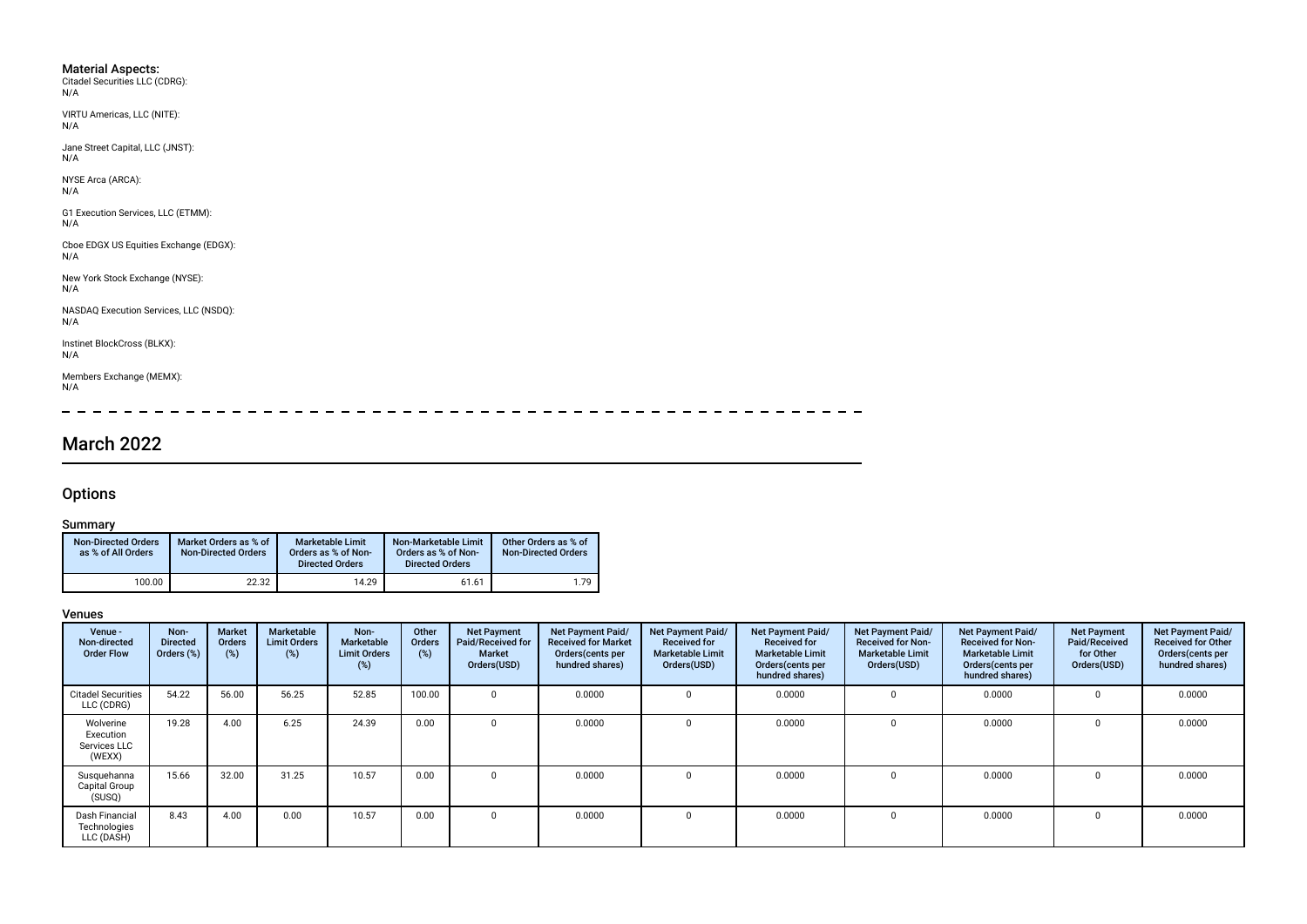**Material Aspects:**

Citadel Securities LLC (CDRG):
N/A

VIRTU Americas, LLC (NITE):
N/A

Jane Street Capital, LLC (JNST):
N/A

NYSE Arca (ARCA):
N/A

G1 Execution Services, LLC (ETMM):
N/A

Cboe EDGX US Equities Exchange (EDGX):
N/A

New York Stock Exchange (NYSE):
N/A

NASDAQ Execution Services, LLC (NSDQ):
N/A

Instinet BlockCross (BLKX):
N/A

Members Exchange (MEMX):
N/A

# March 2022

## Options

### Summary

| Non-Directed Orders as % of All Orders | Market Orders as % of Non-Directed Orders | Marketable Limit Orders as % of Non-Directed Orders | Non-Marketable Limit Orders as % of Non-Directed Orders | Other Orders as % of Non-Directed Orders |
|---|---|---|---|---|
| 100.00 | 22.32 | 14.29 | 61.61 | 1.79 |

### Venues

| Venue - Non-directed Order Flow | Non-Directed Orders (%) | Market Orders (%) | Marketable Limit Orders (%) | Non-Marketable Limit Orders (%) | Other Orders (%) | Net Payment Paid/Received for Market Orders(USD) | Net Payment Paid/ Received for Market Orders(cents per hundred shares) | Net Payment Paid/ Received for Marketable Limit Orders(USD) | Net Payment Paid/ Received for Marketable Limit Orders(cents per hundred shares) | Net Payment Paid/ Received for Non-Marketable Limit Orders(USD) | Net Payment Paid/ Received for Non-Marketable Limit Orders(cents per hundred shares) | Net Payment Paid/Received for Other Orders(USD) | Net Payment Paid/ Received for Other Orders(cents per hundred shares) |
|---|---|---|---|---|---|---|---|---|---|---|---|---|---|
| Citadel Securities LLC (CDRG) | 54.22 | 56.00 | 56.25 | 52.85 | 100.00 | 0 | 0.0000 | 0 | 0.0000 | 0 | 0.0000 | 0 | 0.0000 |
| Wolverine Execution Services LLC (WEXX) | 19.28 | 4.00 | 6.25 | 24.39 | 0.00 | 0 | 0.0000 | 0 | 0.0000 | 0 | 0.0000 | 0 | 0.0000 |
| Susquehanna Capital Group (SUSQ) | 15.66 | 32.00 | 31.25 | 10.57 | 0.00 | 0 | 0.0000 | 0 | 0.0000 | 0 | 0.0000 | 0 | 0.0000 |
| Dash Financial Technologies LLC (DASH) | 8.43 | 4.00 | 0.00 | 10.57 | 0.00 | 0 | 0.0000 | 0 | 0.0000 | 0 | 0.0000 | 0 | 0.0000 |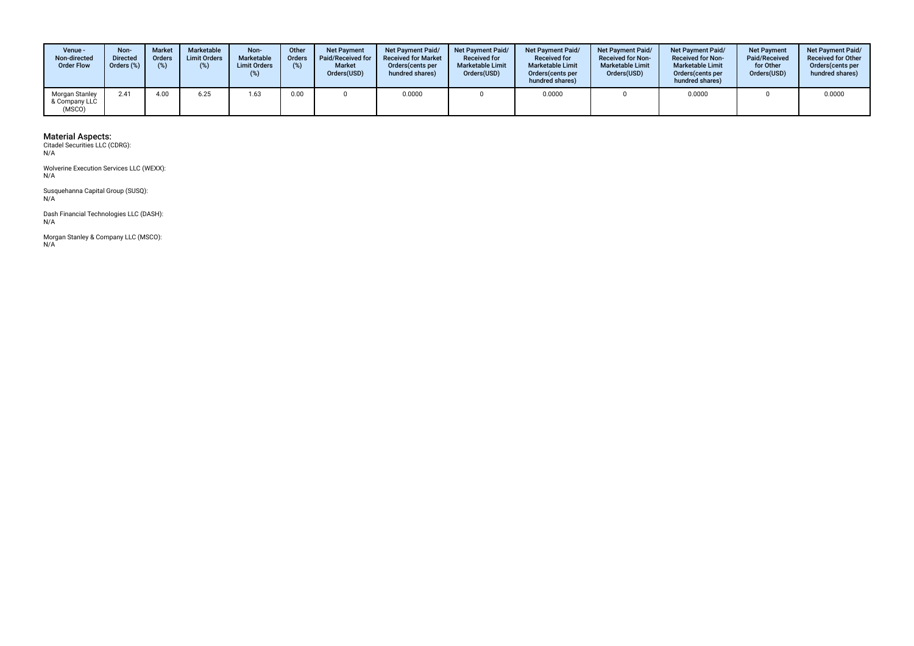| Venue - Non-directed Order Flow | Non-Directed Orders (%) | Market Orders (%) | Marketable Limit Orders (%) | Non-Marketable Limit Orders (%) | Other Orders (%) | Net Payment Paid/Received for Market Orders(USD) | Net Payment Paid/ Received for Market Orders(cents per hundred shares) | Net Payment Paid/ Received for Marketable Limit Orders(USD) | Net Payment Paid/ Received for Marketable Limit Orders(cents per hundred shares) | Net Payment Paid/ Received for Non-Marketable Limit Orders(USD) | Net Payment Paid/ Received for Non-Marketable Limit Orders(cents per hundred shares) | Net Payment Paid/Received for Other Orders(USD) | Net Payment Paid/ Received for Other Orders(cents per hundred shares) |
|---|---|---|---|---|---|---|---|---|---|---|---|---|---|
| Morgan Stanley & Company LLC (MSCO) | 2.41 | 4.00 | 6.25 | 1.63 | 0.00 | 0 | 0.0000 | 0 | 0.0000 | 0 | 0.0000 | 0 | 0.0000 |

## Material Aspects:

Citadel Securities LLC (CDRG):
N/A

Wolverine Execution Services LLC (WEXX):
N/A

Susquehanna Capital Group (SUSQ):
N/A

Dash Financial Technologies LLC (DASH):
N/A

Morgan Stanley & Company LLC (MSCO):
N/A